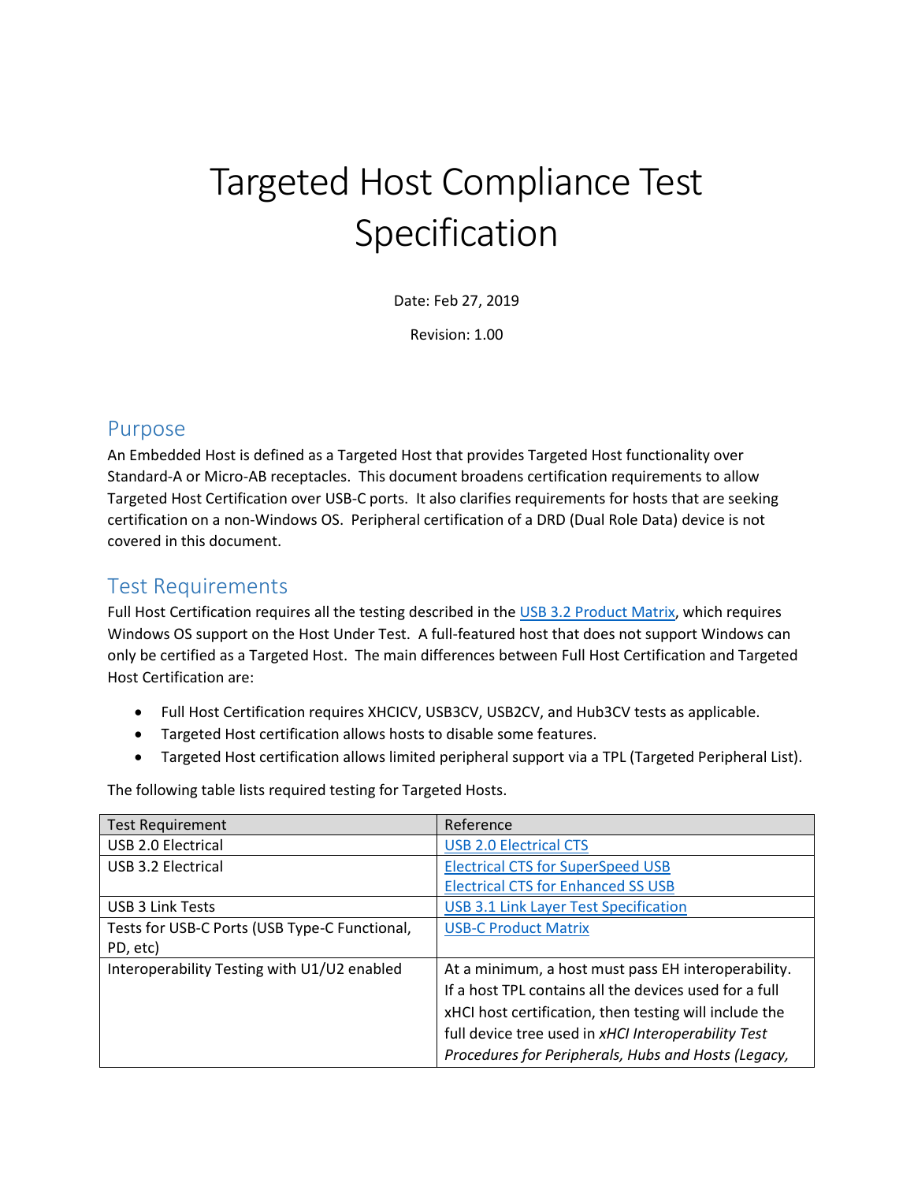# Targeted Host Compliance Test Specification

Date: Feb 27, 2019

Revision: 1.00

## Purpose

An Embedded Host is defined as a Targeted Host that provides Targeted Host functionality over Standard-A or Micro-AB receptacles. This document broadens certification requirements to allow Targeted Host Certification over USB-C ports. It also clarifies requirements for hosts that are seeking certification on a non-Windows OS. Peripheral certification of a DRD (Dual Role Data) device is not covered in this document.

## Test Requirements

Full Host Certification requires all the testing described in the USB 3.2 Product Matrix, which requires Windows OS support on the Host Under Test. A full-featured host that does not support Windows can only be certified as a Targeted Host. The main differences between Full Host Certification and Targeted Host Certification are:

- Full Host Certification requires XHCICV, USB3CV, USB2CV, and Hub3CV tests as applicable.
- Targeted Host certification allows hosts to disable some features.
- Targeted Host certification allows limited peripheral support via a TPL (Targeted Peripheral List).

The following table lists required testing for Targeted Hosts.

| Test Requirement | Reference |
| --- | --- |
| USB 2.0 Electrical | USB 2.0 Electrical CTS |
| USB 3.2 Electrical | Electrical CTS for SuperSpeed USB<br>Electrical CTS for Enhanced SS USB |
| USB 3 Link Tests | USB 3.1 Link Layer Test Specification |
| Tests for USB-C Ports (USB Type-C Functional, PD, etc) | USB-C Product Matrix |
| Interoperability Testing with U1/U2 enabled | At a minimum, a host must pass EH interoperability. If a host TPL contains all the devices used for a full xHCI host certification, then testing will include the full device tree used in *xHCI Interoperability Test Procedures for Peripherals, Hubs and Hosts (Legacy,* |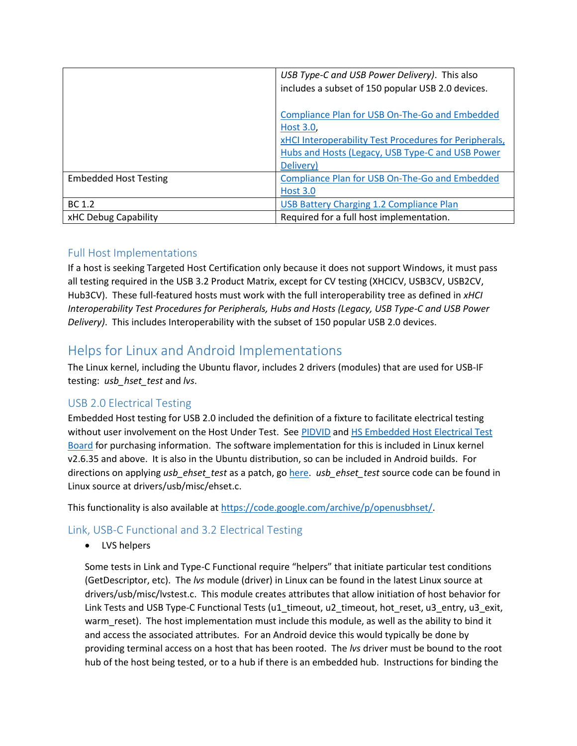| | |
|---|---|
| | *USB Type-C and USB Power Delivery)*. This also includes a subset of 150 popular USB 2.0 devices.<br><br>Compliance Plan for USB On-The-Go and Embedded Host 3.0,<br>xHCI Interoperability Test Procedures for Peripherals, Hubs and Hosts (Legacy, USB Type-C and USB Power Delivery) |
| Embedded Host Testing | Compliance Plan for USB On-The-Go and Embedded Host 3.0 |
| BC 1.2 | USB Battery Charging 1.2 Compliance Plan |
| xHC Debug Capability | Required for a full host implementation. |

### Full Host Implementations

If a host is seeking Targeted Host Certification only because it does not support Windows, it must pass all testing required in the USB 3.2 Product Matrix, except for CV testing (XHCICV, USB3CV, USB2CV, Hub3CV). These full-featured hosts must work with the full interoperability tree as defined in *xHCI Interoperability Test Procedures for Peripherals, Hubs and Hosts (Legacy, USB Type-C and USB Power Delivery)*. This includes Interoperability with the subset of 150 popular USB 2.0 devices.

## Helps for Linux and Android Implementations

The Linux kernel, including the Ubuntu flavor, includes 2 drivers (modules) that are used for USB-IF testing: *usb_hset_test* and *lvs*.

### USB 2.0 Electrical Testing

Embedded Host testing for USB 2.0 included the definition of a fixture to facilitate electrical testing without user involvement on the Host Under Test. See PIDVID and HS Embedded Host Electrical Test Board for purchasing information. The software implementation for this is included in Linux kernel v2.6.35 and above. It is also in the Ubuntu distribution, so can be included in Android builds. For directions on applying *usb_ehset_test* as a patch, go here. *usb_ehset_test* source code can be found in Linux source at drivers/usb/misc/ehset.c.

This functionality is also available at https://code.google.com/archive/p/openusbhset/.

### Link, USB-C Functional and 3.2 Electrical Testing

- LVS helpers

Some tests in Link and Type-C Functional require "helpers" that initiate particular test conditions (GetDescriptor, etc). The *lvs* module (driver) in Linux can be found in the latest Linux source at drivers/usb/misc/lvstest.c. This module creates attributes that allow initiation of host behavior for Link Tests and USB Type-C Functional Tests (u1_timeout, u2_timeout, hot_reset, u3_entry, u3_exit, warm_reset). The host implementation must include this module, as well as the ability to bind it and access the associated attributes. For an Android device this would typically be done by providing terminal access on a host that has been rooted. The *lvs* driver must be bound to the root hub of the host being tested, or to a hub if there is an embedded hub. Instructions for binding the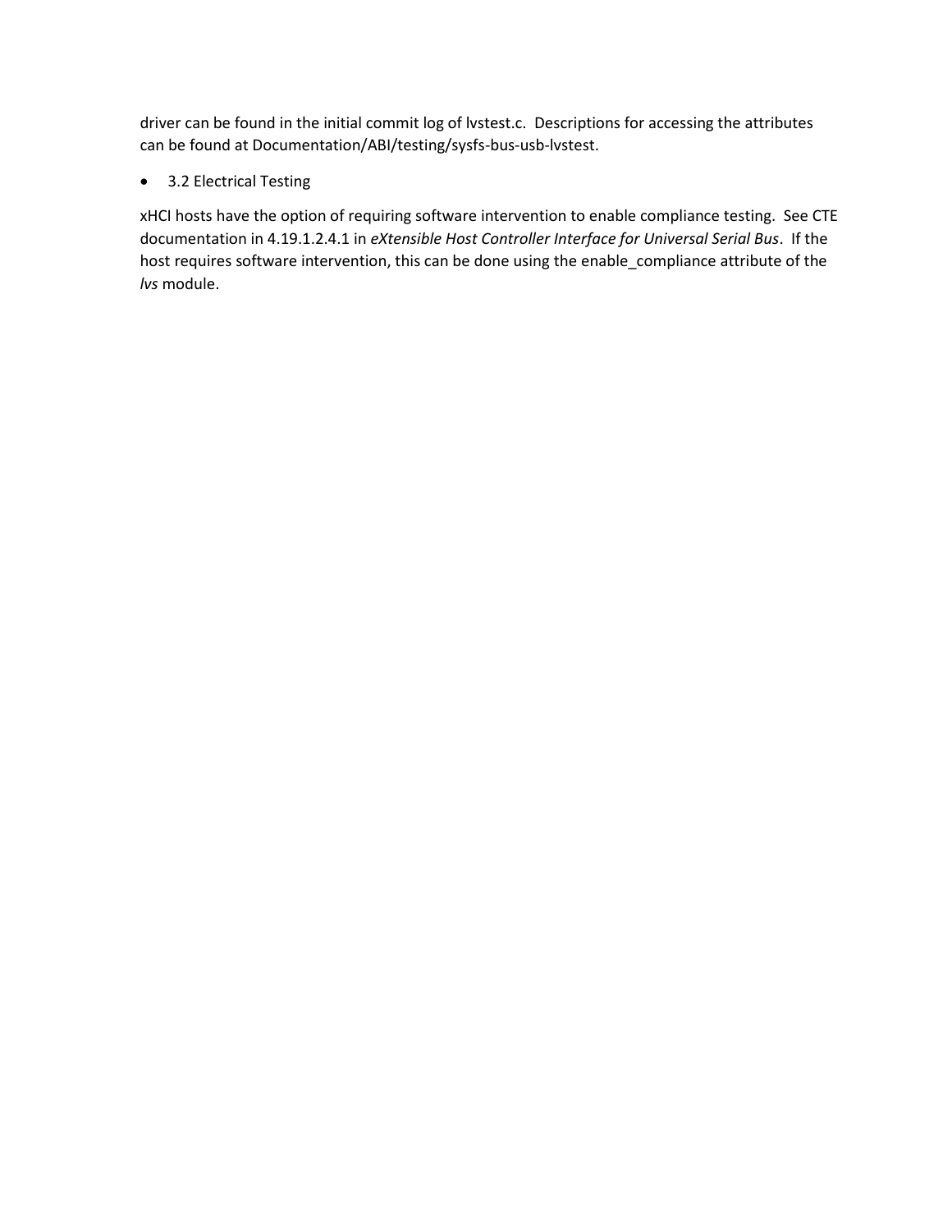driver can be found in the initial commit log of lvstest.c. Descriptions for accessing the attributes can be found at Documentation/ABI/testing/sysfs-bus-usb-lvstest.

- 3.2 Electrical Testing

xHCI hosts have the option of requiring software intervention to enable compliance testing. See CTE documentation in 4.19.1.2.4.1 in *eXtensible Host Controller Interface for Universal Serial Bus*. If the host requires software intervention, this can be done using the enable_compliance attribute of the *lvs* module.